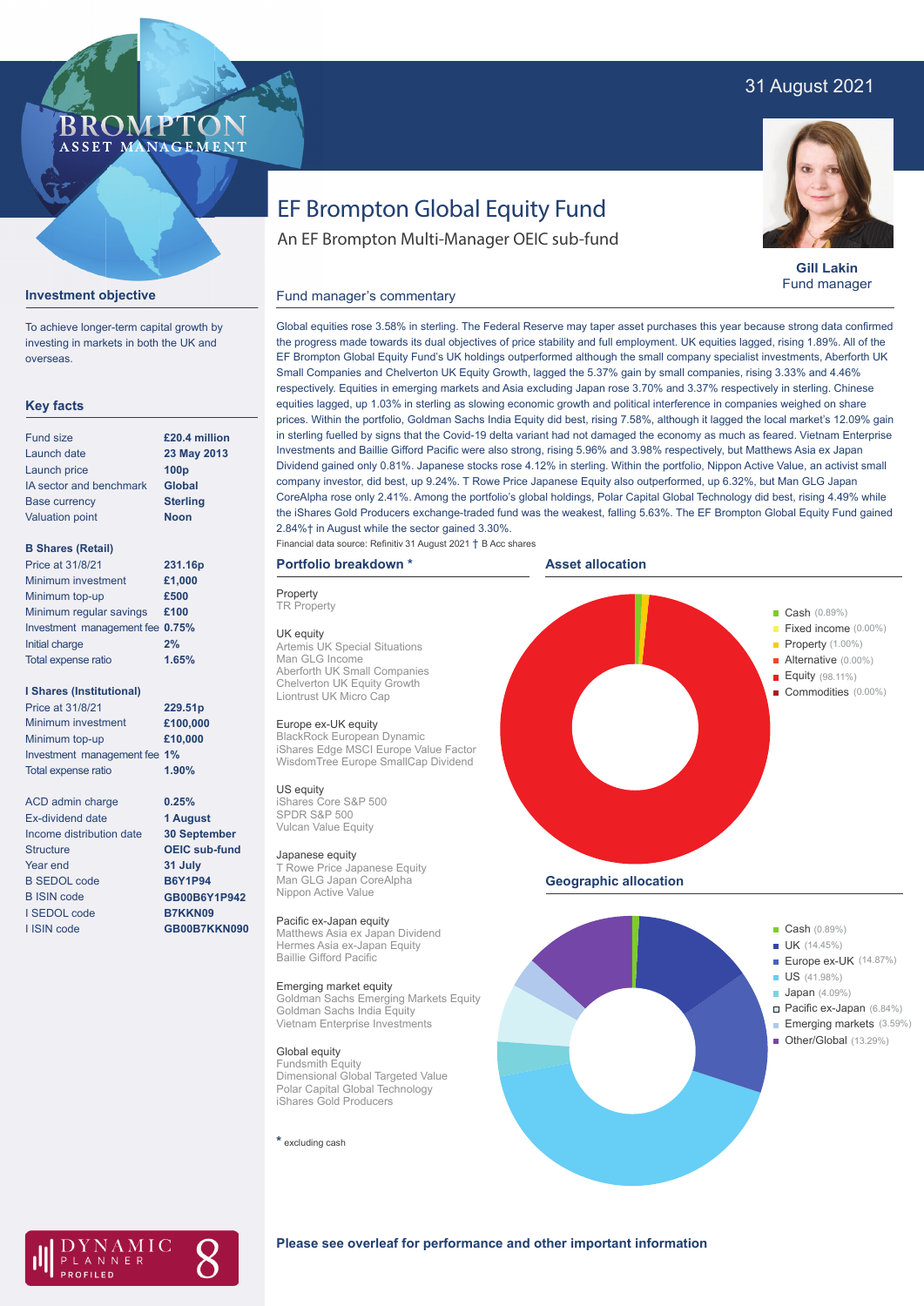31 August 2021

# EF Brompton Global Equity Fund

An EF Brompton Multi-Manager OEIC sub-fund

**Gill Lakin**
Fund manager

## Investment objective

To achieve longer-term capital growth by investing in markets in both the UK and overseas.

## Key facts

| | |
|---|---|
| Fund size | **£20.4 million** |
| Launch date | **23 May 2013** |
| Launch price | **100p** |
| IA sector and benchmark | **Global** |
| Base currency | **Sterling** |
| Valuation point | **Noon** |

**B Shares (Retail)**

| | |
|---|---|
| Price at 31/8/21 | **231.16p** |
| Minimum investment | **£1,000** |
| Minimum top-up | **£500** |
| Minimum regular savings | **£100** |
| Investment management fee | **0.75%** |
| Initial charge | **2%** |
| Total expense ratio | **1.65%** |

**I Shares (Institutional)**

| | |
|---|---|
| Price at 31/8/21 | **229.51p** |
| Minimum investment | **£100,000** |
| Minimum top-up | **£10,000** |
| Investment management fee | **1%** |
| Total expense ratio | **1.90%** |

| | |
|---|---|
| ACD admin charge | **0.25%** |
| Ex-dividend date | **1 August** |
| Income distribution date | **30 September** |
| Structure | **OEIC sub-fund** |
| Year end | **31 July** |
| B SEDOL code | **B6Y1P94** |
| B ISIN code | **GB00B6Y1P942** |
| I SEDOL code | **B7KKN09** |
| I ISIN code | **GB00B7KKN090** |

## Fund manager's commentary

Global equities rose 3.58% in sterling. The Federal Reserve may taper asset purchases this year because strong data confirmed the progress made towards its dual objectives of price stability and full employment. UK equities lagged, rising 1.89%. All of the EF Brompton Global Equity Fund's UK holdings outperformed although the small company specialist investments, Aberforth UK Small Companies and Chelverton UK Equity Growth, lagged the 5.37% gain by small companies, rising 3.33% and 4.46% respectively. Equities in emerging markets and Asia excluding Japan rose 3.70% and 3.37% respectively in sterling. Chinese equities lagged, up 1.03% in sterling as slowing economic growth and political interference in companies weighed on share prices. Within the portfolio, Goldman Sachs India Equity did best, rising 7.58%, although it lagged the local market's 12.09% gain in sterling fuelled by signs that the Covid-19 delta variant had not damaged the economy as much as feared. Vietnam Enterprise Investments and Baillie Gifford Pacific were also strong, rising 5.96% and 3.98% respectively, but Matthews Asia ex Japan Dividend gained only 0.81%. Japanese stocks rose 4.12% in sterling. Within the portfolio, Nippon Active Value, an activist small company investor, did best, up 9.24%. T Rowe Price Japanese Equity also outperformed, up 6.32%, but Man GLG Japan CoreAlpha rose only 2.41%. Among the portfolio's global holdings, Polar Capital Global Technology did best, rising 4.49% while the iShares Gold Producers exchange-traded fund was the weakest, falling 5.63%. The EF Brompton Global Equity Fund gained 2.84%† in August while the sector gained 3.30%.

Financial data source: Refinitiv 31 August 2021 † B Acc shares

## Portfolio breakdown *

**Property**
TR Property

**UK equity**
Artemis UK Special Situations
Man GLG Income
Aberforth UK Small Companies
Chelverton UK Equity Growth
Liontrust UK Micro Cap

**Europe ex-UK equity**
BlackRock European Dynamic
iShares Edge MSCI Europe Value Factor
WisdomTree Europe SmallCap Dividend

**US equity**
iShares Core S&P 500
SPDR S&P 500
Vulcan Value Equity

**Japanese equity**
T Rowe Price Japanese Equity
Man GLG Japan CoreAlpha
Nippon Active Value

**Pacific ex-Japan equity**
Matthews Asia ex Japan Dividend
Hermes Asia ex-Japan Equity
Baillie Gifford Pacific

**Emerging market equity**
Goldman Sachs Emerging Markets Equity
Goldman Sachs India Equity
Vietnam Enterprise Investments

**Global equity**
Fundsmith Equity
Dimensional Global Targeted Value
Polar Capital Global Technology
iShares Gold Producers

* excluding cash

## Asset allocation

- Cash (0.89%)
- Fixed income (0.00%)
- Property (1.00%)
- Alternative (0.00%)
- Equity (98.11%)
- Commodities (0.00%)

## Geographic allocation

- Cash (0.89%)
- UK (14.45%)
- Europe ex-UK (14.87%)
- US (41.98%)
- Japan (4.09%)
- Pacific ex-Japan (6.84%)
- Emerging markets (3.59%)
- Other/Global (13.29%)

**Please see overleaf for performance and other important information**

DYNAMIC PLANNER PROFILED 8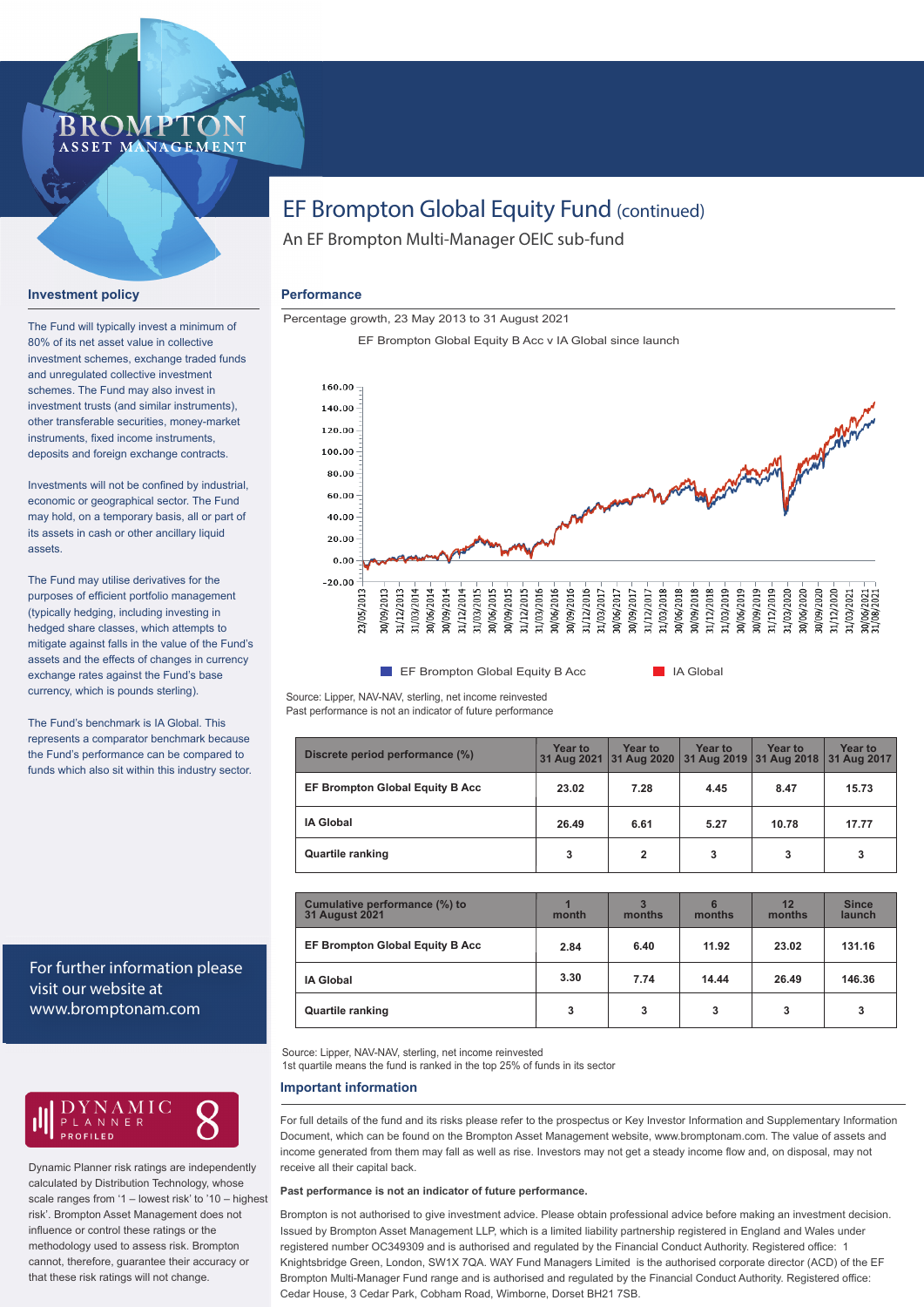# EF Brompton Global Equity Fund (continued)

An EF Brompton Multi-Manager OEIC sub-fund

## Investment policy

The Fund will typically invest a minimum of 80% of its net asset value in collective investment schemes, exchange traded funds and unregulated collective investment schemes. The Fund may also invest in investment trusts (and similar instruments), other transferable securities, money-market instruments, fixed income instruments, deposits and foreign exchange contracts.

Investments will not be confined by industrial, economic or geographical sector. The Fund may hold, on a temporary basis, all or part of its assets in cash or other ancillary liquid assets.

The Fund may utilise derivatives for the purposes of efficient portfolio management (typically hedging, including investing in hedged share classes, which attempts to mitigate against falls in the value of the Fund's assets and the effects of changes in currency exchange rates against the Fund's base currency, which is pounds sterling).

The Fund's benchmark is IA Global. This represents a comparator benchmark because the Fund's performance can be compared to funds which also sit within this industry sector.

For further information please visit our website at www.bromptonam.com

DYNAMIC PLANNER PROFILED 8

Dynamic Planner risk ratings are independently calculated by Distribution Technology, whose scale ranges from '1 – lowest risk' to '10 – highest risk'. Brompton Asset Management does not influence or control these ratings or the methodology used to assess risk. Brompton cannot, therefore, guarantee their accuracy or that these risk ratings will not change.

## Performance

Percentage growth, 23 May 2013 to 31 August 2021

EF Brompton Global Equity B Acc v IA Global since launch

160.00
140.00
120.00
100.00
80.00
60.00
40.00
20.00
0.00
-20.00

23/05/2013, 30/09/2013, 31/12/2013, 31/03/2014, 30/06/2014, 30/09/2014, 31/12/2014, 31/03/2015, 30/06/2015, 30/09/2015, 31/12/2015, 31/03/2016, 30/06/2016, 30/09/2016, 31/12/2016, 31/03/2017, 30/06/2017, 30/09/2017, 31/12/2017, 31/03/2018, 30/06/2018, 30/09/2018, 31/12/2018, 31/03/2019, 30/06/2019, 30/09/2019, 31/12/2019, 31/03/2020, 30/06/2020, 30/09/2020, 31/12/2020, 31/03/2021, 30/06/2021, 31/08/2021

EF Brompton Global Equity B Acc
IA Global

Source: Lipper, NAV-NAV, sterling, net income reinvested
Past performance is not an indicator of future performance

| Discrete period performance (%) | Year to 31 Aug 2021 | Year to 31 Aug 2020 | Year to 31 Aug 2019 | Year to 31 Aug 2018 | Year to 31 Aug 2017 |
|---|---|---|---|---|---|
| **EF Brompton Global Equity B Acc** | 23.02 | 7.28 | 4.45 | 8.47 | 15.73 |
| **IA Global** | 26.49 | 6.61 | 5.27 | 10.78 | 17.77 |
| **Quartile ranking** | 3 | 2 | 3 | 3 | 3 |

| Cumulative performance (%) to 31 August 2021 | 1 month | 3 months | 6 months | 12 months | Since launch |
|---|---|---|---|---|---|
| **EF Brompton Global Equity B Acc** | 2.84 | 6.40 | 11.92 | 23.02 | 131.16 |
| **IA Global** | 3.30 | 7.74 | 14.44 | 26.49 | 146.36 |
| **Quartile ranking** | 3 | 3 | 3 | 3 | 3 |

Source: Lipper, NAV-NAV, sterling, net income reinvested
1st quartile means the fund is ranked in the top 25% of funds in its sector

## Important information

For full details of the fund and its risks please refer to the prospectus or Key Investor Information and Supplementary Information Document, which can be found on the Brompton Asset Management website, www.bromptonam.com. The value of assets and income generated from them may fall as well as rise. Investors may not get a steady income flow and, on disposal, may not receive all their capital back.

**Past performance is not an indicator of future performance.**

Brompton is not authorised to give investment advice. Please obtain professional advice before making an investment decision. Issued by Brompton Asset Management LLP, which is a limited liability partnership registered in England and Wales under registered number OC349309 and is authorised and regulated by the Financial Conduct Authority. Registered office: 1 Knightsbridge Green, London, SW1X 7QA. WAY Fund Managers Limited is the authorised corporate director (ACD) of the EF Brompton Multi-Manager Fund range and is authorised and regulated by the Financial Conduct Authority. Registered office: Cedar House, 3 Cedar Park, Cobham Road, Wimborne, Dorset BH21 7SB.